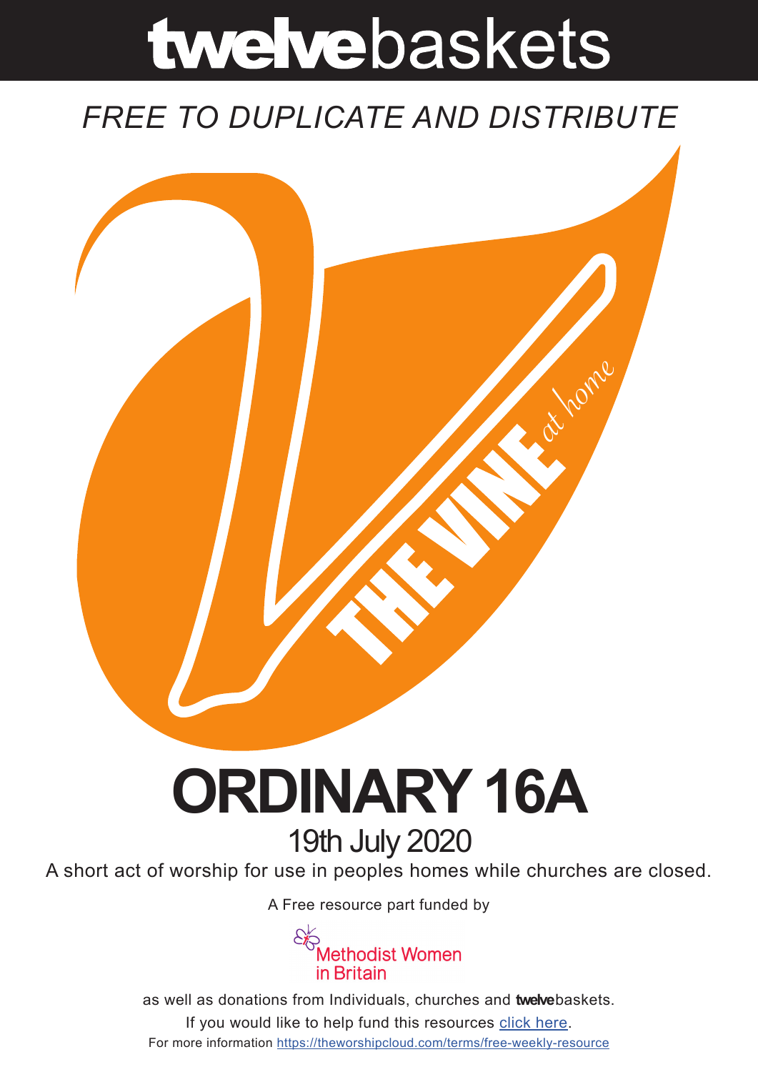# **twelve**baskets

*FREE TO DUPLICATE AND DISTRIBUTE*

THE VINE *at home*

# ORDINARY 16A

## 19th July 2020

A short act of worship for use in peoples homes while churches are closed.

A Free resource part funded by

Methodist Women in Britain

as well as donations from Individuals, churches and **twelve**baskets.

If you would like to help fund this resources click here.

For more information https://theworshipcloud.com/terms/free-weekly-resource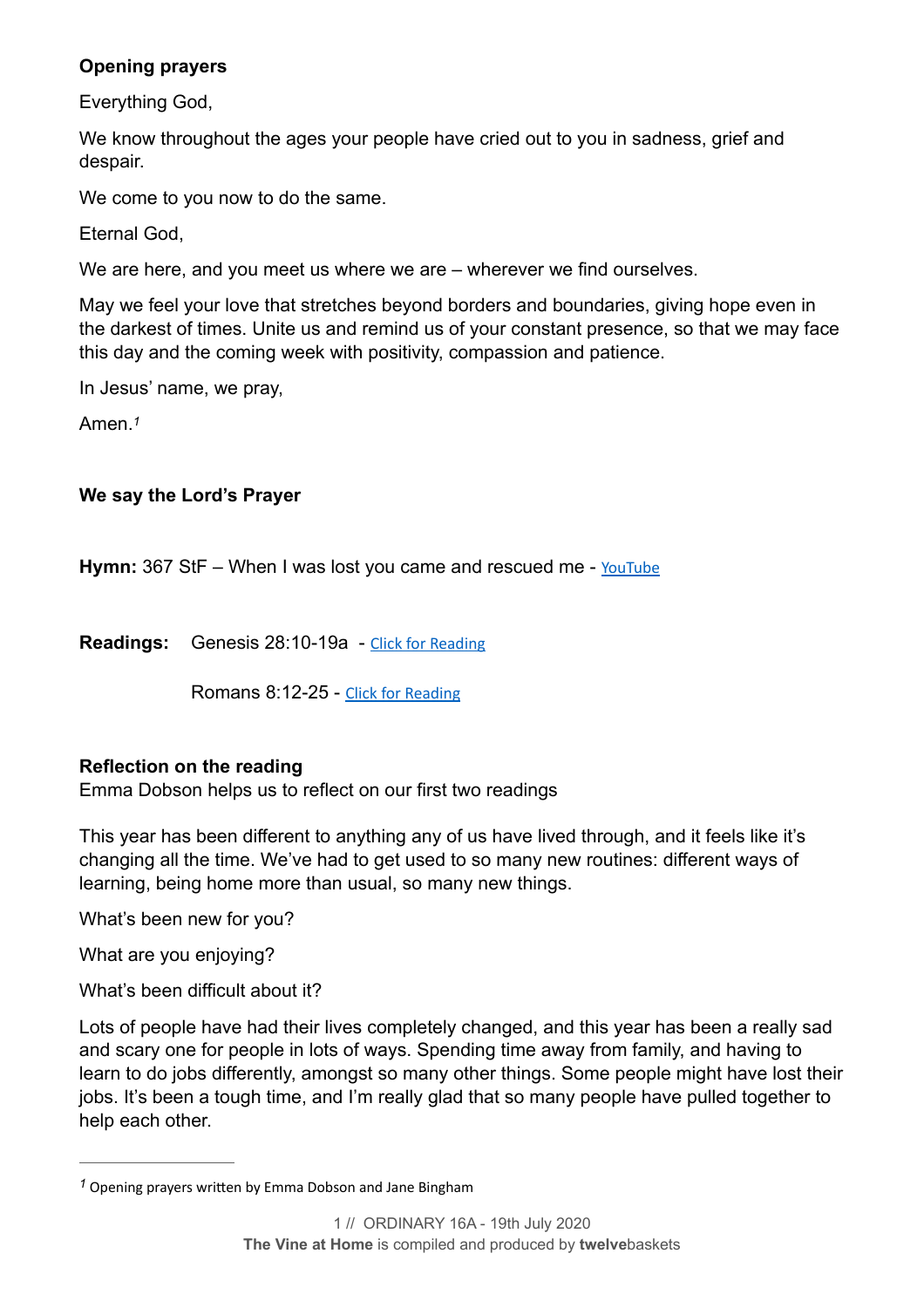**Opening prayers**

Everything God,

We know throughout the ages your people have cried out to you in sadness, grief and despair.

We come to you now to do the same.

Eternal God,

We are here, and you meet us where we are – wherever we find ourselves.

May we feel your love that stretches beyond borders and boundaries, giving hope even in the darkest of times. Unite us and remind us of your constant presence, so that we may face this day and the coming week with positivity, compassion and patience.

In Jesus' name, we pray,

Amen.[1]

**We say the Lord's Prayer**

**Hymn:** 367 StF – When I was lost you came and rescued me - YouTube

**Readings:** Genesis 28:10-19a - Click for Reading

Romans 8:12-25 - Click for Reading

**Reflection on the reading**

Emma Dobson helps us to reflect on our first two readings

This year has been different to anything any of us have lived through, and it feels like it's changing all the time. We've had to get used to so many new routines: different ways of learning, being home more than usual, so many new things.

What's been new for you?

What are you enjoying?

What's been difficult about it?

Lots of people have had their lives completely changed, and this year has been a really sad and scary one for people in lots of ways. Spending time away from family, and having to learn to do jobs differently, amongst so many other things. Some people might have lost their jobs. It's been a tough time, and I'm really glad that so many people have pulled together to help each other.

---

[1] Opening prayers written by Emma Dobson and Jane Bingham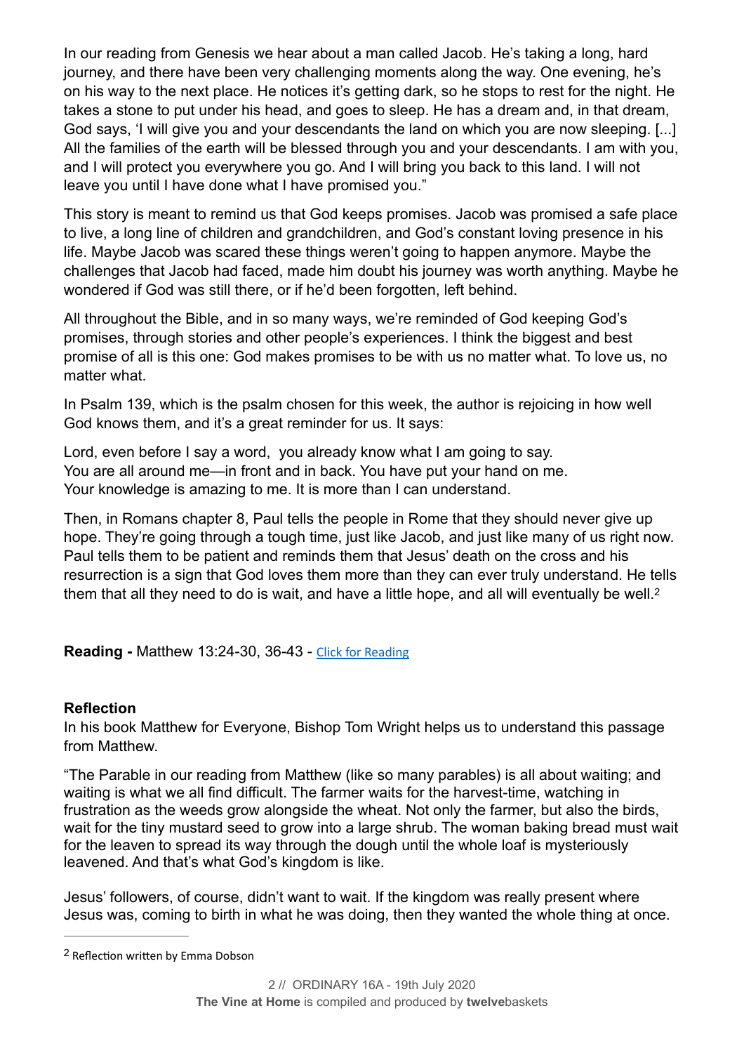In our reading from Genesis we hear about a man called Jacob. He's taking a long, hard journey, and there have been very challenging moments along the way. One evening, he's on his way to the next place. He notices it's getting dark, so he stops to rest for the night. He takes a stone to put under his head, and goes to sleep. He has a dream and, in that dream, God says, 'I will give you and your descendants the land on which you are now sleeping. [...] All the families of the earth will be blessed through you and your descendants. I am with you, and I will protect you everywhere you go. And I will bring you back to this land. I will not leave you until I have done what I have promised you."

This story is meant to remind us that God keeps promises. Jacob was promised a safe place to live, a long line of children and grandchildren, and God's constant loving presence in his life. Maybe Jacob was scared these things weren't going to happen anymore. Maybe the challenges that Jacob had faced, made him doubt his journey was worth anything. Maybe he wondered if God was still there, or if he'd been forgotten, left behind.

All throughout the Bible, and in so many ways, we're reminded of God keeping God's promises, through stories and other people's experiences. I think the biggest and best promise of all is this one: God makes promises to be with us no matter what. To love us, no matter what.

In Psalm 139, which is the psalm chosen for this week, the author is rejoicing in how well God knows them, and it's a great reminder for us. It says:

Lord, even before I say a word, you already know what I am going to say.
You are all around me—in front and in back. You have put your hand on me.
Your knowledge is amazing to me. It is more than I can understand.

Then, in Romans chapter 8, Paul tells the people in Rome that they should never give up hope. They're going through a tough time, just like Jacob, and just like many of us right now. Paul tells them to be patient and reminds them that Jesus' death on the cross and his resurrection is a sign that God loves them more than they can ever truly understand. He tells them that all they need to do is wait, and have a little hope, and all will eventually be well.[2]

**Reading -** Matthew 13:24-30, 36-43 - Click for Reading

**Reflection**

In his book Matthew for Everyone, Bishop Tom Wright helps us to understand this passage from Matthew.

"The Parable in our reading from Matthew (like so many parables) is all about waiting; and waiting is what we all find difficult. The farmer waits for the harvest-time, watching in frustration as the weeds grow alongside the wheat. Not only the farmer, but also the birds, wait for the tiny mustard seed to grow into a large shrub. The woman baking bread must wait for the leaven to spread its way through the dough until the whole loaf is mysteriously leavened. And that's what God's kingdom is like.

Jesus' followers, of course, didn't want to wait. If the kingdom was really present where Jesus was, coming to birth in what he was doing, then they wanted the whole thing at once.

---

[2] Reflection written by Emma Dobson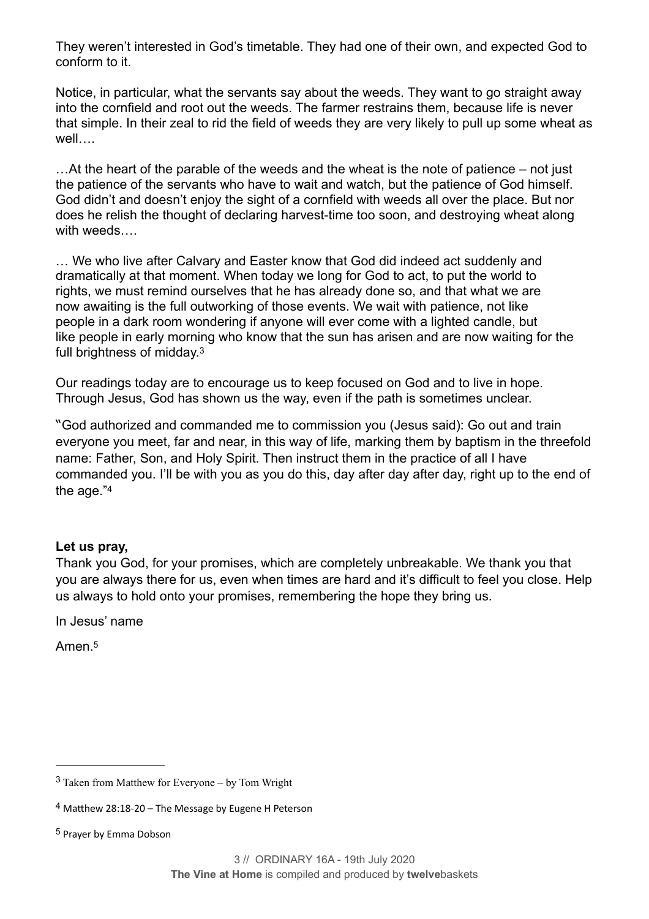They weren't interested in God's timetable. They had one of their own, and expected God to conform to it.

Notice, in particular, what the servants say about the weeds. They want to go straight away into the cornfield and root out the weeds. The farmer restrains them, because life is never that simple. In their zeal to rid the field of weeds they are very likely to pull up some wheat as well….

…At the heart of the parable of the weeds and the wheat is the note of patience – not just the patience of the servants who have to wait and watch, but the patience of God himself. God didn't and doesn't enjoy the sight of a cornfield with weeds all over the place. But nor does he relish the thought of declaring harvest-time too soon, and destroying wheat along with weeds….

… We who live after Calvary and Easter know that God did indeed act suddenly and dramatically at that moment. When today we long for God to act, to put the world to rights, we must remind ourselves that he has already done so, and that what we are now awaiting is the full outworking of those events. We wait with patience, not like people in a dark room wondering if anyone will ever come with a lighted candle, but like people in early morning who know that the sun has arisen and are now waiting for the full brightness of midday.[3]

Our readings today are to encourage us to keep focused on God and to live in hope. Through Jesus, God has shown us the way, even if the path is sometimes unclear.

"God authorized and commanded me to commission you (Jesus said): Go out and train everyone you meet, far and near, in this way of life, marking them by baptism in the threefold name: Father, Son, and Holy Spirit. Then instruct them in the practice of all I have commanded you. I'll be with you as you do this, day after day after day, right up to the end of the age."[4]

**Let us pray,**

Thank you God, for your promises, which are completely unbreakable. We thank you that you are always there for us, even when times are hard and it's difficult to feel you close. Help us always to hold onto your promises, remembering the hope they bring us.

In Jesus' name

Amen.[5]

---

[3] Taken from Matthew for Everyone – by Tom Wright

[4] Matthew 28:18-20 – The Message by Eugene H Peterson

[5] Prayer by Emma Dobson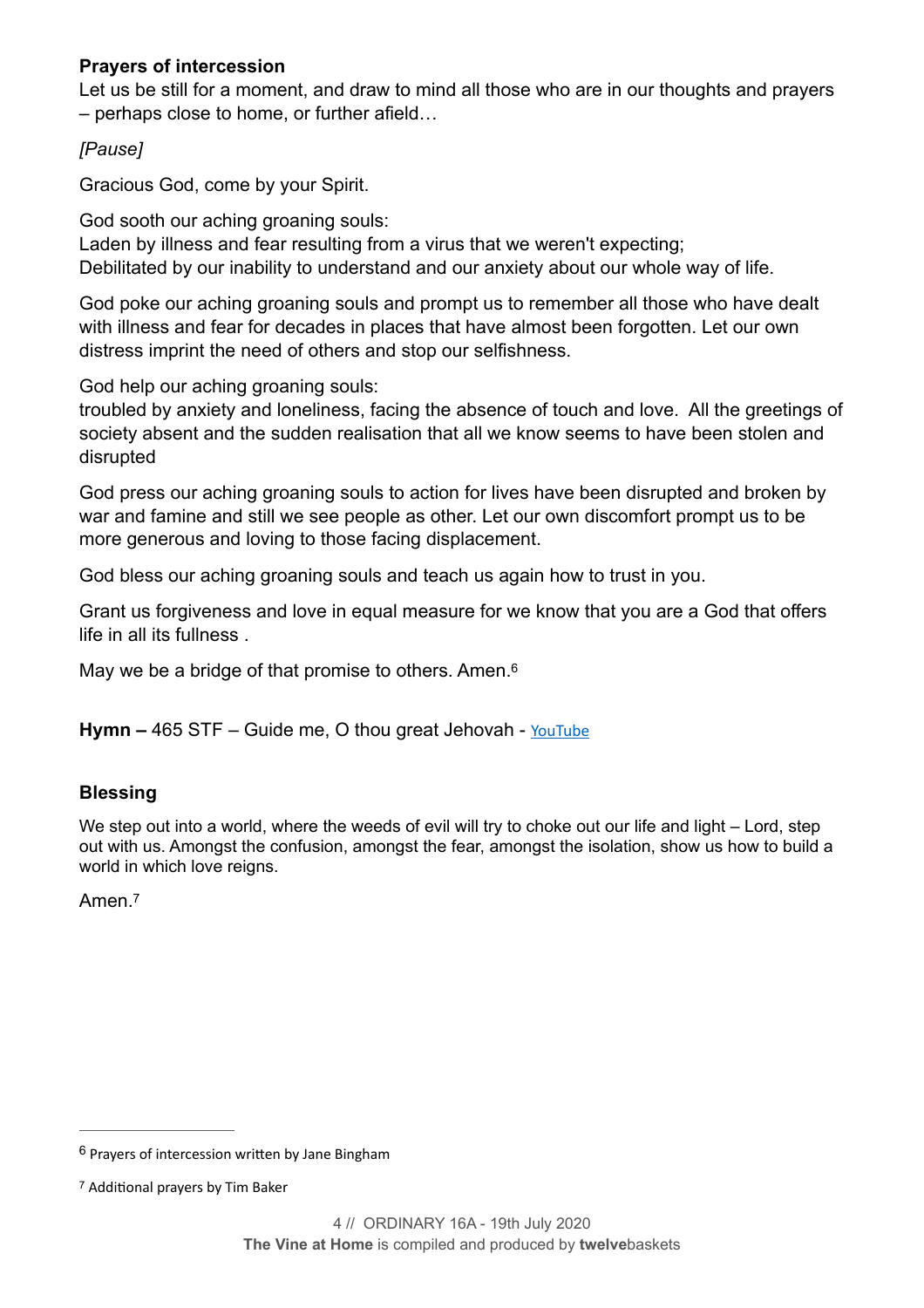**Prayers of intercession**

Let us be still for a moment, and draw to mind all those who are in our thoughts and prayers – perhaps close to home, or further afield…

*[Pause]*

Gracious God, come by your Spirit.

God sooth our aching groaning souls:
Laden by illness and fear resulting from a virus that we weren't expecting;
Debilitated by our inability to understand and our anxiety about our whole way of life.

God poke our aching groaning souls and prompt us to remember all those who have dealt with illness and fear for decades in places that have almost been forgotten. Let our own distress imprint the need of others and stop our selfishness.

God help our aching groaning souls:
troubled by anxiety and loneliness, facing the absence of touch and love. All the greetings of society absent and the sudden realisation that all we know seems to have been stolen and disrupted

God press our aching groaning souls to action for lives have been disrupted and broken by war and famine and still we see people as other. Let our own discomfort prompt us to be more generous and loving to those facing displacement.

God bless our aching groaning souls and teach us again how to trust in you.

Grant us forgiveness and love in equal measure for we know that you are a God that offers life in all its fullness .

May we be a bridge of that promise to others. Amen.[6]

**Hymn –** 465 STF – Guide me, O thou great Jehovah - YouTube

**Blessing**

We step out into a world, where the weeds of evil will try to choke out our life and light – Lord, step out with us. Amongst the confusion, amongst the fear, amongst the isolation, show us how to build a world in which love reigns.

Amen.[7]

---

[6] Prayers of intercession written by Jane Bingham

[7] Additional prayers by Tim Baker